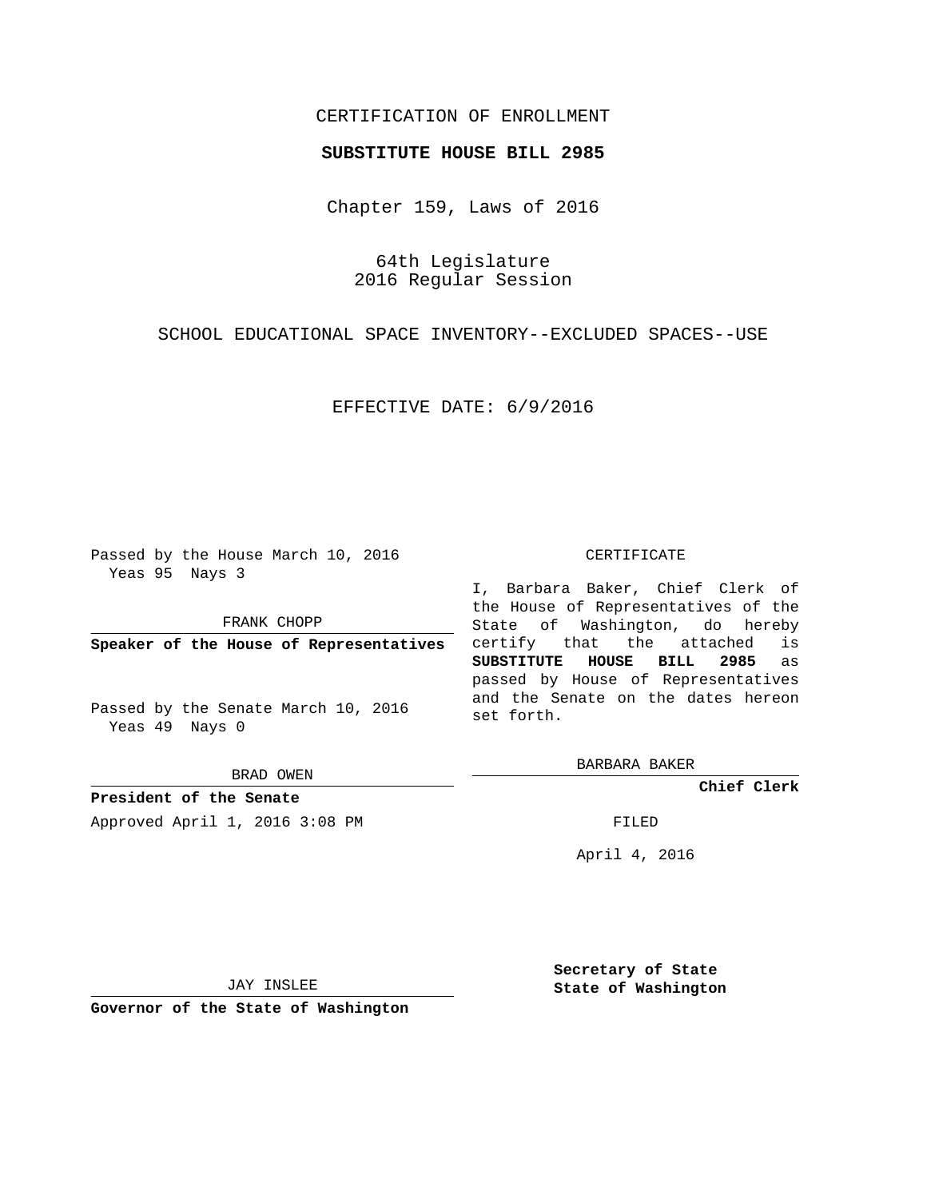CERTIFICATION OF ENROLLMENT

**SUBSTITUTE HOUSE BILL 2985**

Chapter 159, Laws of 2016

64th Legislature
2016 Regular Session

SCHOOL EDUCATIONAL SPACE INVENTORY--EXCLUDED SPACES--USE

EFFECTIVE DATE: 6/9/2016

Passed by the House March 10, 2016
Yeas 95 Nays 3

FRANK CHOPP

**Speaker of the House of Representatives**

Passed by the Senate March 10, 2016
Yeas 49 Nays 0

BRAD OWEN

**President of the Senate**

Approved April 1, 2016 3:08 PM

JAY INSLEE

**Governor of the State of Washington**

CERTIFICATE

I, Barbara Baker, Chief Clerk of the House of Representatives of the State of Washington, do hereby certify that the attached is **SUBSTITUTE HOUSE BILL 2985** as passed by House of Representatives and the Senate on the dates hereon set forth.

BARBARA BAKER

**Chief Clerk**

FILED

April 4, 2016

**Secretary of State**
**State of Washington**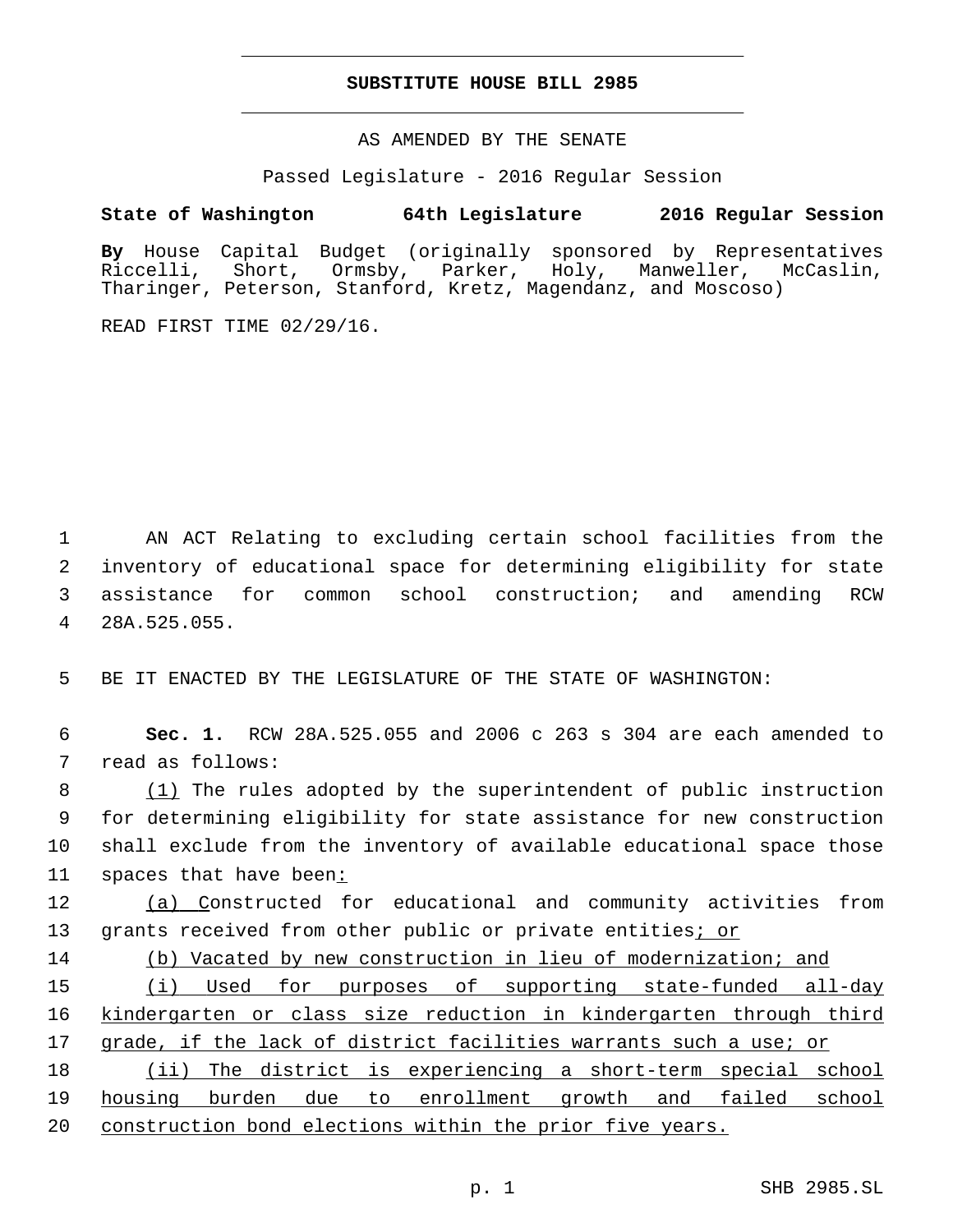# SUBSTITUTE HOUSE BILL 2985

AS AMENDED BY THE SENATE

Passed Legislature - 2016 Regular Session

**State of Washington 64th Legislature 2016 Regular Session**

**By** House Capital Budget (originally sponsored by Representatives Riccelli, Short, Ormsby, Parker, Holy, Manweller, McCaslin, Tharinger, Peterson, Stanford, Kretz, Magendanz, and Moscoso)

READ FIRST TIME 02/29/16.

1 AN ACT Relating to excluding certain school facilities from the 2 inventory of educational space for determining eligibility for state 3 assistance for common school construction; and amending RCW 4 28A.525.055.

5 BE IT ENACTED BY THE LEGISLATURE OF THE STATE OF WASHINGTON:

6 **Sec. 1.** RCW 28A.525.055 and 2006 c 263 s 304 are each amended to 7 read as follows:

8 <u>(1)</u> The rules adopted by the superintendent of public instruction 9 for determining eligibility for state assistance for new construction 10 shall exclude from the inventory of available educational space those 11 spaces that have been<u>:</u>

12 <u>(a) C</u>onstructed for educational and community activities from 13 grants received from other public or private entities<u>; or</u>

14 <u>(b) Vacated by new construction in lieu of modernization; and</u>

15 <u>(i) Used for purposes of supporting state-funded all-day</u> 16 <u>kindergarten or class size reduction in kindergarten through third</u> 17 <u>grade, if the lack of district facilities warrants such a use; or</u>

18 <u>(ii) The district is experiencing a short-term special school</u> 19 <u>housing burden due to enrollment growth and failed school</u> 20 <u>construction bond elections within the prior five years.</u>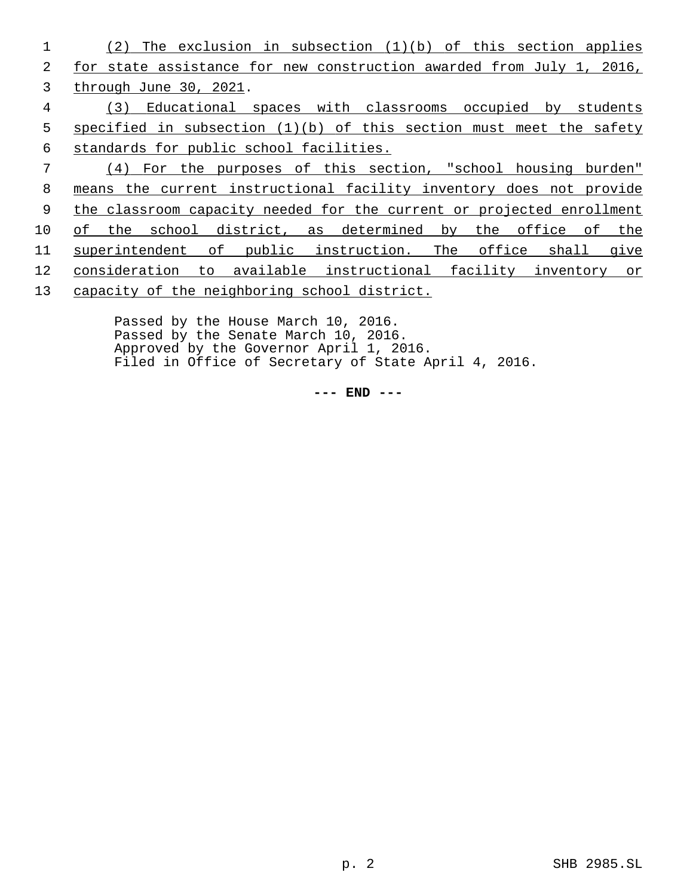(2) The exclusion in subsection (1)(b) of this section applies for state assistance for new construction awarded from July 1, 2016, through June 30, 2021.

(3) Educational spaces with classrooms occupied by students specified in subsection (1)(b) of this section must meet the safety standards for public school facilities.

(4) For the purposes of this section, "school housing burden" means the current instructional facility inventory does not provide the classroom capacity needed for the current or projected enrollment of the school district, as determined by the office of the superintendent of public instruction. The office shall give consideration to available instructional facility inventory or capacity of the neighboring school district.

Passed by the House March 10, 2016.
Passed by the Senate March 10, 2016.
Approved by the Governor April 1, 2016.
Filed in Office of Secretary of State April 4, 2016.

**--- END ---**